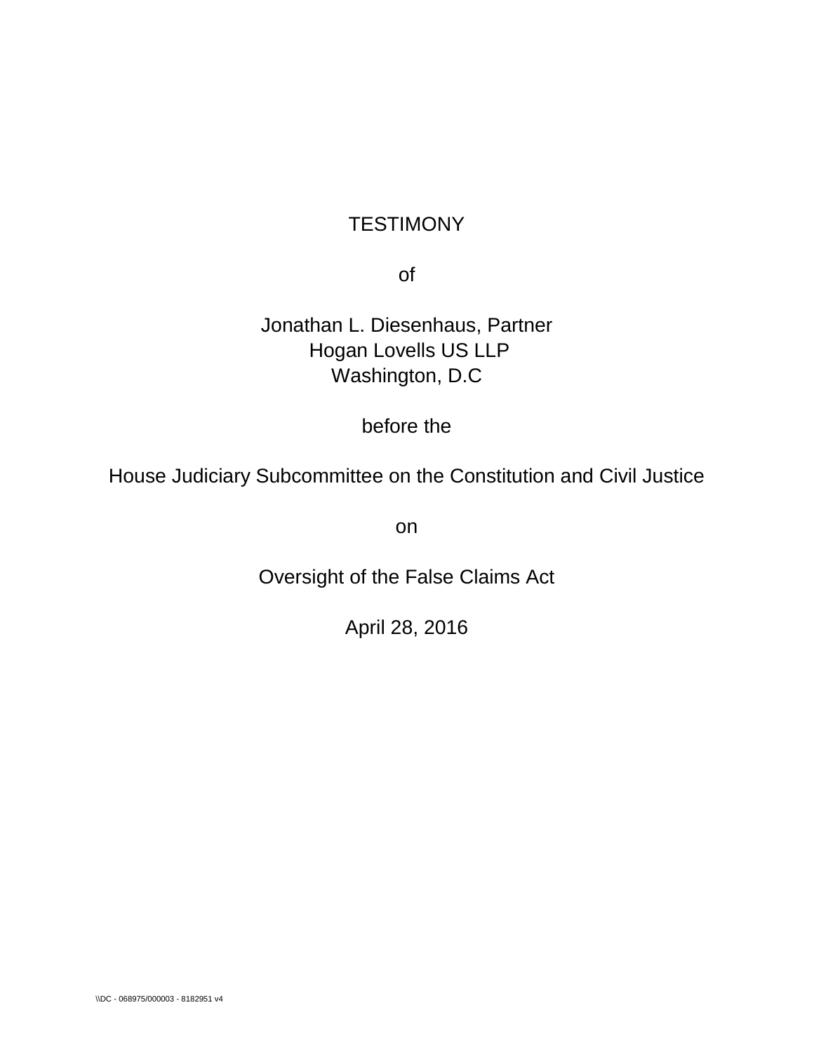TESTIMONY

of

Jonathan L. Diesenhaus, Partner
Hogan Lovells US LLP
Washington, D.C

before the

House Judiciary Subcommittee on the Constitution and Civil Justice

on

Oversight of the False Claims Act

April 28, 2016

\\DC - 068975/000003 - 8182951 v4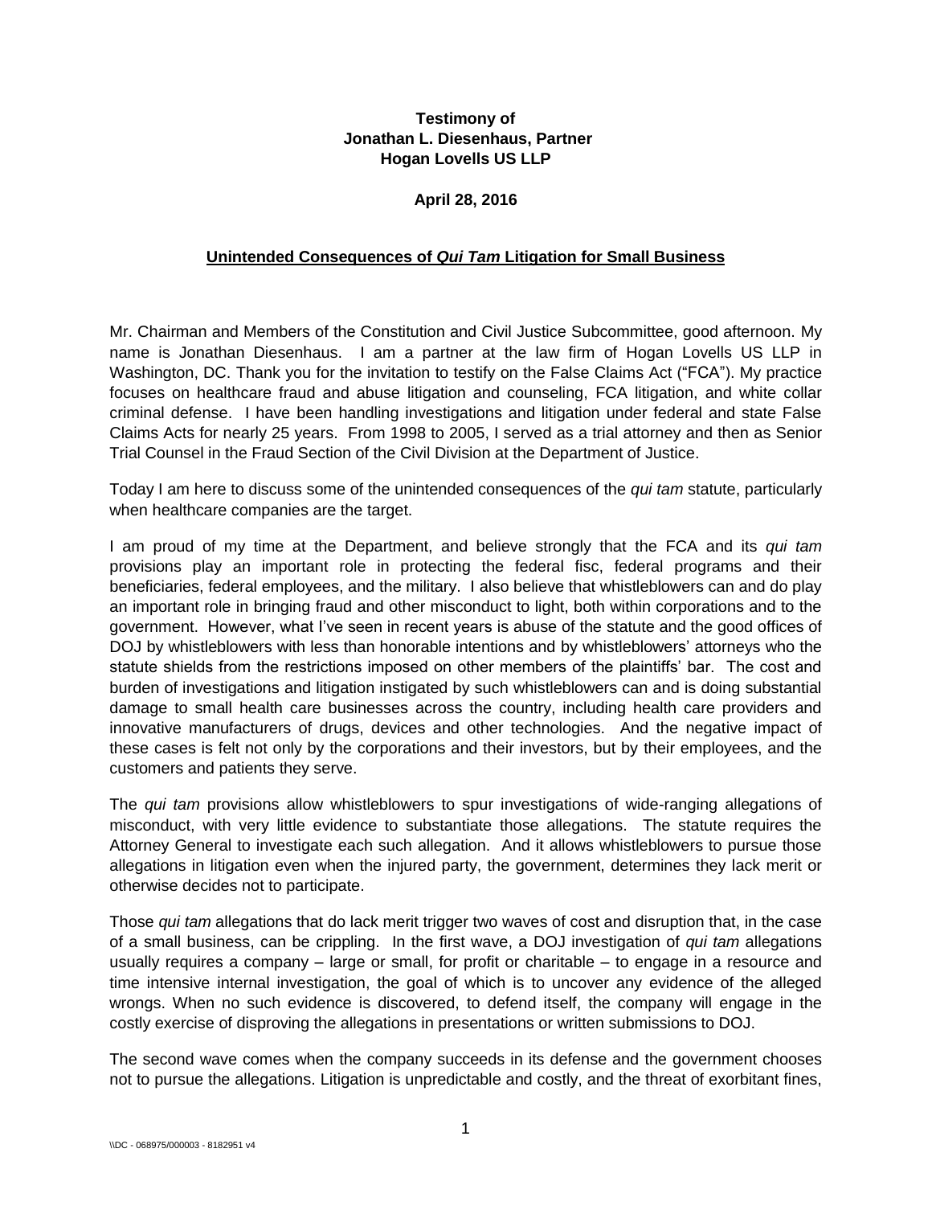**Testimony of**
**Jonathan L. Diesenhaus, Partner**
**Hogan Lovells US LLP**

**April 28, 2016**

**Unintended Consequences of *Qui Tam* Litigation for Small Business**

Mr. Chairman and Members of the Constitution and Civil Justice Subcommittee, good afternoon. My name is Jonathan Diesenhaus. I am a partner at the law firm of Hogan Lovells US LLP in Washington, DC. Thank you for the invitation to testify on the False Claims Act ("FCA"). My practice focuses on healthcare fraud and abuse litigation and counseling, FCA litigation, and white collar criminal defense. I have been handling investigations and litigation under federal and state False Claims Acts for nearly 25 years. From 1998 to 2005, I served as a trial attorney and then as Senior Trial Counsel in the Fraud Section of the Civil Division at the Department of Justice.

Today I am here to discuss some of the unintended consequences of the *qui tam* statute, particularly when healthcare companies are the target.

I am proud of my time at the Department, and believe strongly that the FCA and its *qui tam* provisions play an important role in protecting the federal fisc, federal programs and their beneficiaries, federal employees, and the military. I also believe that whistleblowers can and do play an important role in bringing fraud and other misconduct to light, both within corporations and to the government. However, what I've seen in recent years is abuse of the statute and the good offices of DOJ by whistleblowers with less than honorable intentions and by whistleblowers' attorneys who the statute shields from the restrictions imposed on other members of the plaintiffs' bar. The cost and burden of investigations and litigation instigated by such whistleblowers can and is doing substantial damage to small health care businesses across the country, including health care providers and innovative manufacturers of drugs, devices and other technologies. And the negative impact of these cases is felt not only by the corporations and their investors, but by their employees, and the customers and patients they serve.

The *qui tam* provisions allow whistleblowers to spur investigations of wide-ranging allegations of misconduct, with very little evidence to substantiate those allegations. The statute requires the Attorney General to investigate each such allegation. And it allows whistleblowers to pursue those allegations in litigation even when the injured party, the government, determines they lack merit or otherwise decides not to participate.

Those *qui tam* allegations that do lack merit trigger two waves of cost and disruption that, in the case of a small business, can be crippling. In the first wave, a DOJ investigation of *qui tam* allegations usually requires a company – large or small, for profit or charitable – to engage in a resource and time intensive internal investigation, the goal of which is to uncover any evidence of the alleged wrongs. When no such evidence is discovered, to defend itself, the company will engage in the costly exercise of disproving the allegations in presentations or written submissions to DOJ.

The second wave comes when the company succeeds in its defense and the government chooses not to pursue the allegations. Litigation is unpredictable and costly, and the threat of exorbitant fines,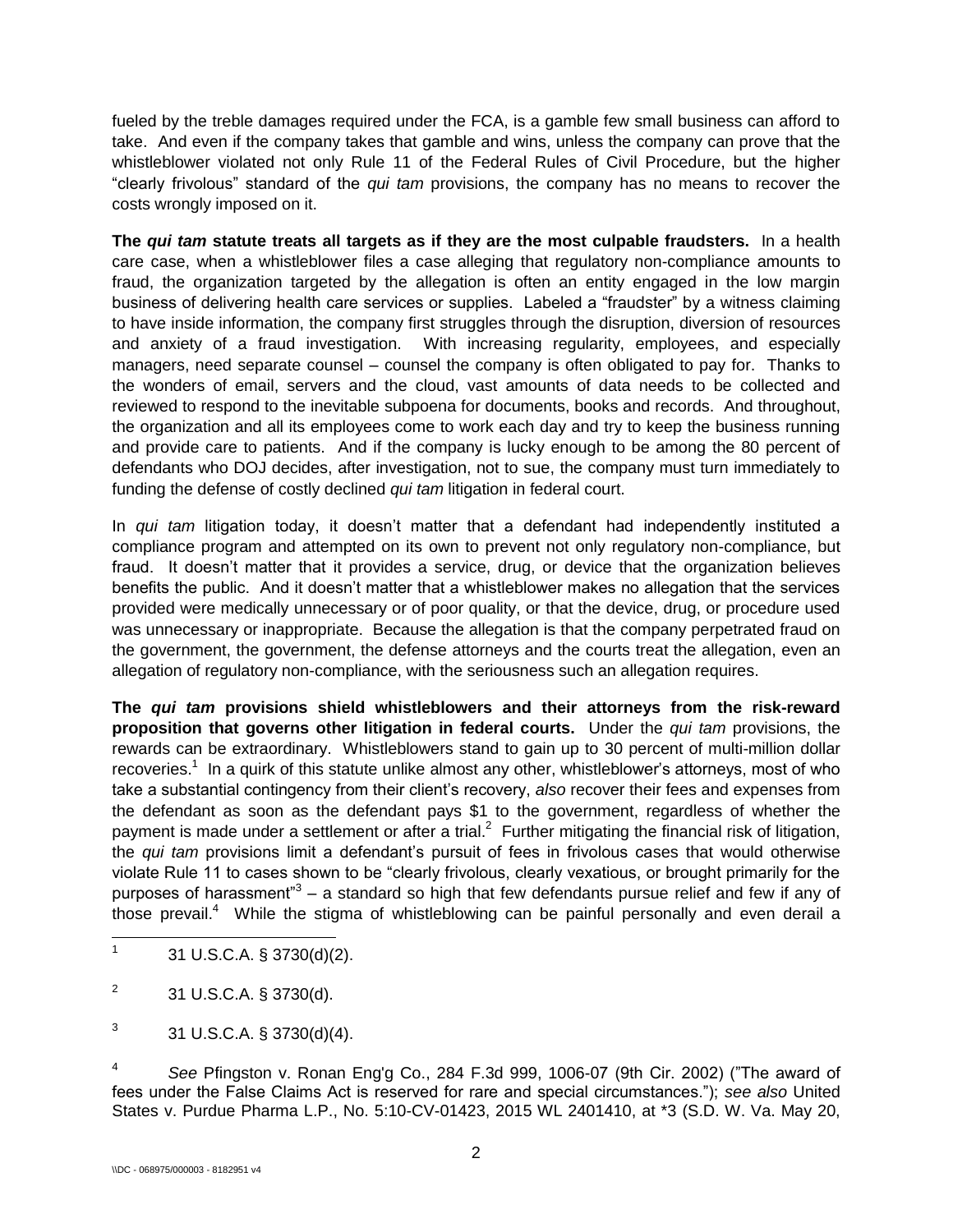fueled by the treble damages required under the FCA, is a gamble few small business can afford to take. And even if the company takes that gamble and wins, unless the company can prove that the whistleblower violated not only Rule 11 of the Federal Rules of Civil Procedure, but the higher "clearly frivolous" standard of the *qui tam* provisions, the company has no means to recover the costs wrongly imposed on it.

***The qui tam* statute treats all targets as if they are the most culpable fraudsters.** In a health care case, when a whistleblower files a case alleging that regulatory non-compliance amounts to fraud, the organization targeted by the allegation is often an entity engaged in the low margin business of delivering health care services or supplies. Labeled a "fraudster" by a witness claiming to have inside information, the company first struggles through the disruption, diversion of resources and anxiety of a fraud investigation. With increasing regularity, employees, and especially managers, need separate counsel – counsel the company is often obligated to pay for. Thanks to the wonders of email, servers and the cloud, vast amounts of data needs to be collected and reviewed to respond to the inevitable subpoena for documents, books and records. And throughout, the organization and all its employees come to work each day and try to keep the business running and provide care to patients. And if the company is lucky enough to be among the 80 percent of defendants who DOJ decides, after investigation, not to sue, the company must turn immediately to funding the defense of costly declined *qui tam* litigation in federal court.

In *qui tam* litigation today, it doesn't matter that a defendant had independently instituted a compliance program and attempted on its own to prevent not only regulatory non-compliance, but fraud. It doesn't matter that it provides a service, drug, or device that the organization believes benefits the public. And it doesn't matter that a whistleblower makes no allegation that the services provided were medically unnecessary or of poor quality, or that the device, drug, or procedure used was unnecessary or inappropriate. Because the allegation is that the company perpetrated fraud on the government, the government, the defense attorneys and the courts treat the allegation, even an allegation of regulatory non-compliance, with the seriousness such an allegation requires.

**The *qui tam* provisions shield whistleblowers and their attorneys from the risk-reward proposition that governs other litigation in federal courts.** Under the *qui tam* provisions, the rewards can be extraordinary. Whistleblowers stand to gain up to 30 percent of multi-million dollar recoveries.[1] In a quirk of this statute unlike almost any other, whistleblower's attorneys, most of who take a substantial contingency from their client's recovery, *also* recover their fees and expenses from the defendant as soon as the defendant pays $1 to the government, regardless of whether the payment is made under a settlement or after a trial.[2] Further mitigating the financial risk of litigation, the *qui tam* provisions limit a defendant's pursuit of fees in frivolous cases that would otherwise violate Rule 11 to cases shown to be "clearly frivolous, clearly vexatious, or brought primarily for the purposes of harassment"[3] – a standard so high that few defendants pursue relief and few if any of those prevail.[4] While the stigma of whistleblowing can be painful personally and even derail a

---

[1] 31 U.S.C.A. § 3730(d)(2).

[2] 31 U.S.C.A. § 3730(d).

[3] 31 U.S.C.A. § 3730(d)(4).

[4] *See* Pfingston v. Ronan Eng'g Co., 284 F.3d 999, 1006-07 (9th Cir. 2002) ("The award of fees under the False Claims Act is reserved for rare and special circumstances."); *see also* United States v. Purdue Pharma L.P., No. 5:10-CV-01423, 2015 WL 2401410, at *3 (S.D. W. Va. May 20,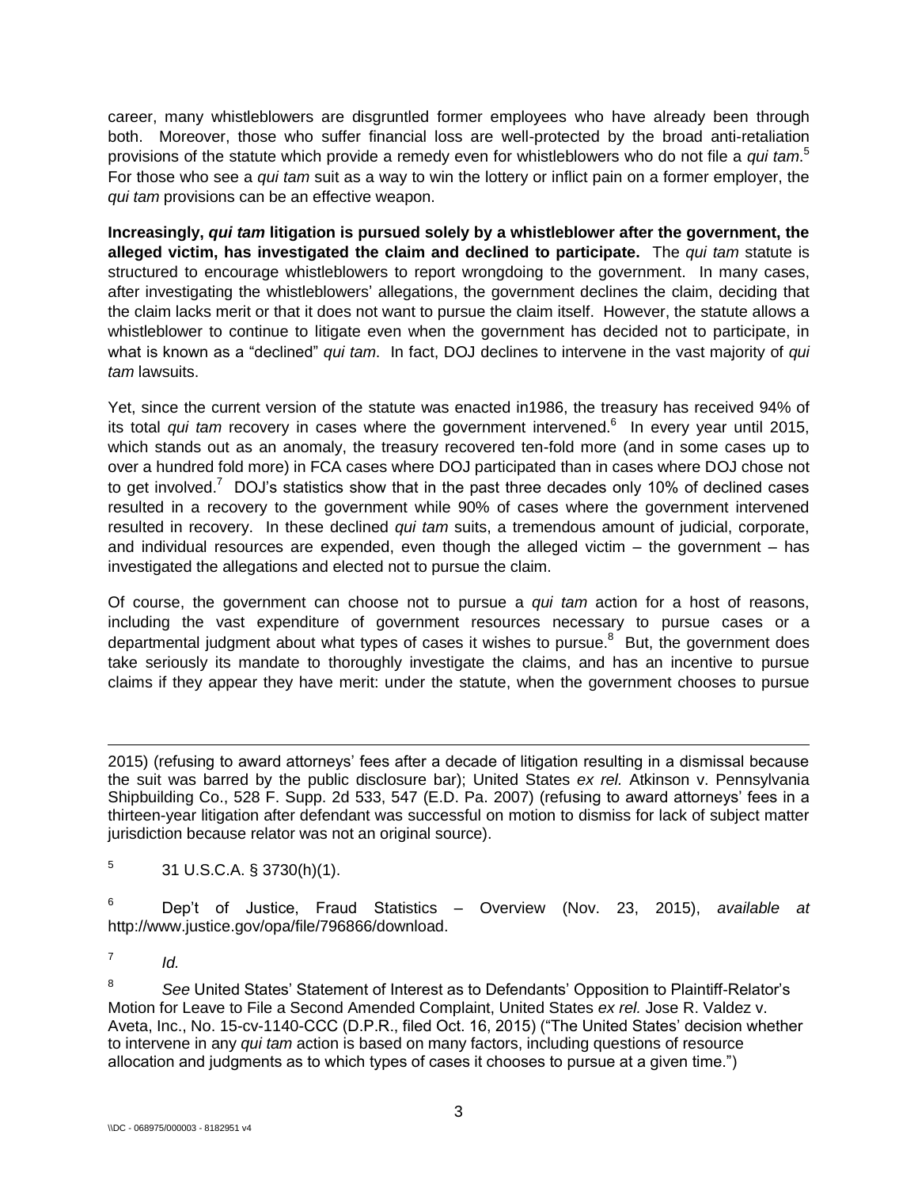career, many whistleblowers are disgruntled former employees who have already been through both. Moreover, those who suffer financial loss are well-protected by the broad anti-retaliation provisions of the statute which provide a remedy even for whistleblowers who do not file a *qui tam*.[5] For those who see a *qui tam* suit as a way to win the lottery or inflict pain on a former employer, the *qui tam* provisions can be an effective weapon.

**Increasingly, *qui tam* litigation is pursued solely by a whistleblower after the government, the alleged victim, has investigated the claim and declined to participate.** The *qui tam* statute is structured to encourage whistleblowers to report wrongdoing to the government. In many cases, after investigating the whistleblowers' allegations, the government declines the claim, deciding that the claim lacks merit or that it does not want to pursue the claim itself. However, the statute allows a whistleblower to continue to litigate even when the government has decided not to participate, in what is known as a "declined" *qui tam*. In fact, DOJ declines to intervene in the vast majority of *qui tam* lawsuits.

Yet, since the current version of the statute was enacted in1986, the treasury has received 94% of its total *qui tam* recovery in cases where the government intervened.[6] In every year until 2015, which stands out as an anomaly, the treasury recovered ten-fold more (and in some cases up to over a hundred fold more) in FCA cases where DOJ participated than in cases where DOJ chose not to get involved.[7] DOJ's statistics show that in the past three decades only 10% of declined cases resulted in a recovery to the government while 90% of cases where the government intervened resulted in recovery. In these declined *qui tam* suits, a tremendous amount of judicial, corporate, and individual resources are expended, even though the alleged victim – the government – has investigated the allegations and elected not to pursue the claim.

Of course, the government can choose not to pursue a *qui tam* action for a host of reasons, including the vast expenditure of government resources necessary to pursue cases or a departmental judgment about what types of cases it wishes to pursue.[8] But, the government does take seriously its mandate to thoroughly investigate the claims, and has an incentive to pursue claims if they appear they have merit: under the statute, when the government chooses to pursue

---

2015) (refusing to award attorneys' fees after a decade of litigation resulting in a dismissal because the suit was barred by the public disclosure bar); United States *ex rel.* Atkinson v. Pennsylvania Shipbuilding Co., 528 F. Supp. 2d 533, 547 (E.D. Pa. 2007) (refusing to award attorneys' fees in a thirteen-year litigation after defendant was successful on motion to dismiss for lack of subject matter jurisdiction because relator was not an original source).

[5] 31 U.S.C.A. § 3730(h)(1).

[6] Dep't of Justice, Fraud Statistics – Overview (Nov. 23, 2015), *available at* http://www.justice.gov/opa/file/796866/download.

[7] *Id.*

[8] *See* United States' Statement of Interest as to Defendants' Opposition to Plaintiff-Relator's Motion for Leave to File a Second Amended Complaint, United States *ex rel.* Jose R. Valdez v. Aveta, Inc., No. 15-cv-1140-CCC (D.P.R., filed Oct. 16, 2015) ("The United States' decision whether to intervene in any *qui tam* action is based on many factors, including questions of resource allocation and judgments as to which types of cases it chooses to pursue at a given time.")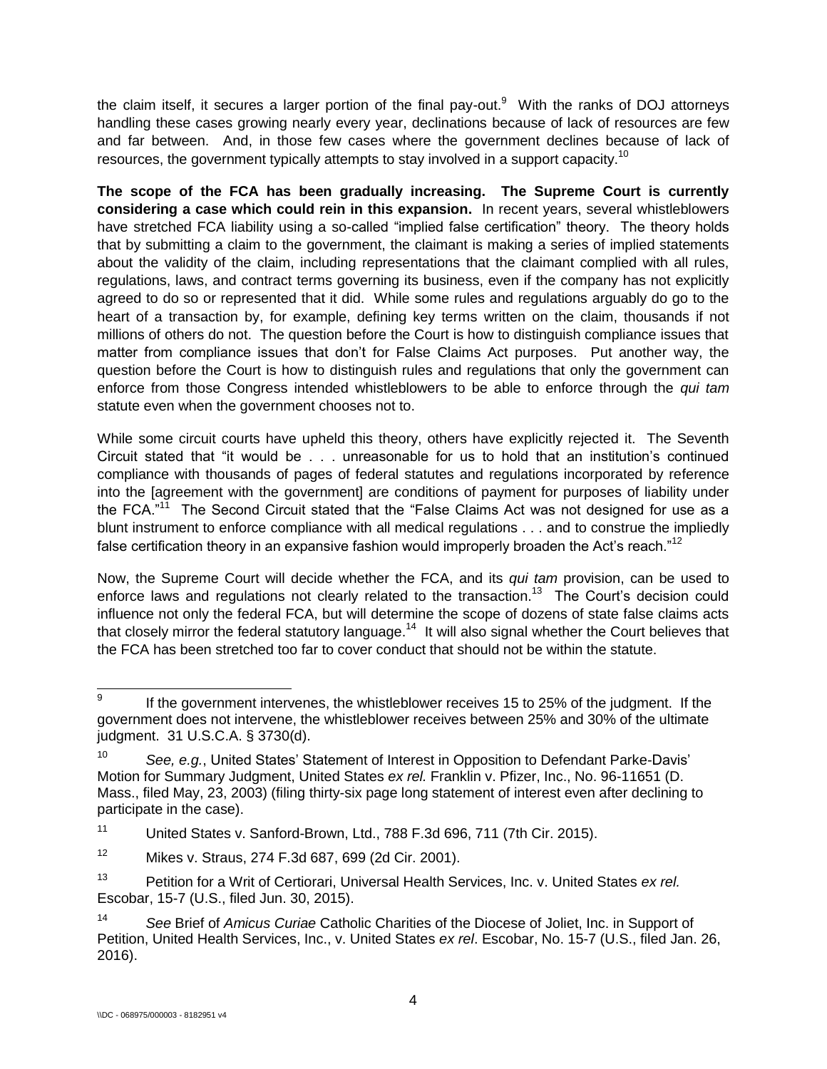the claim itself, it secures a larger portion of the final pay-out.[9] With the ranks of DOJ attorneys handling these cases growing nearly every year, declinations because of lack of resources are few and far between. And, in those few cases where the government declines because of lack of resources, the government typically attempts to stay involved in a support capacity.[10]

**The scope of the FCA has been gradually increasing. The Supreme Court is currently considering a case which could rein in this expansion.** In recent years, several whistleblowers have stretched FCA liability using a so-called "implied false certification" theory. The theory holds that by submitting a claim to the government, the claimant is making a series of implied statements about the validity of the claim, including representations that the claimant complied with all rules, regulations, laws, and contract terms governing its business, even if the company has not explicitly agreed to do so or represented that it did. While some rules and regulations arguably do go to the heart of a transaction by, for example, defining key terms written on the claim, thousands if not millions of others do not. The question before the Court is how to distinguish compliance issues that matter from compliance issues that don't for False Claims Act purposes. Put another way, the question before the Court is how to distinguish rules and regulations that only the government can enforce from those Congress intended whistleblowers to be able to enforce through the *qui tam* statute even when the government chooses not to.

While some circuit courts have upheld this theory, others have explicitly rejected it. The Seventh Circuit stated that "it would be . . . unreasonable for us to hold that an institution's continued compliance with thousands of pages of federal statutes and regulations incorporated by reference into the [agreement with the government] are conditions of payment for purposes of liability under the FCA."[11] The Second Circuit stated that the "False Claims Act was not designed for use as a blunt instrument to enforce compliance with all medical regulations . . . and to construe the impliedly false certification theory in an expansive fashion would improperly broaden the Act's reach."[12]

Now, the Supreme Court will decide whether the FCA, and its *qui tam* provision, can be used to enforce laws and regulations not clearly related to the transaction.[13] The Court's decision could influence not only the federal FCA, but will determine the scope of dozens of state false claims acts that closely mirror the federal statutory language.[14] It will also signal whether the Court believes that the FCA has been stretched too far to cover conduct that should not be within the statute.

---

[9] If the government intervenes, the whistleblower receives 15 to 25% of the judgment. If the government does not intervene, the whistleblower receives between 25% and 30% of the ultimate judgment. 31 U.S.C.A. § 3730(d).

[10] *See, e.g.*, United States' Statement of Interest in Opposition to Defendant Parke-Davis' Motion for Summary Judgment, United States *ex rel.* Franklin v. Pfizer, Inc., No. 96-11651 (D. Mass., filed May, 23, 2003) (filing thirty-six page long statement of interest even after declining to participate in the case).

[11] United States v. Sanford-Brown, Ltd., 788 F.3d 696, 711 (7th Cir. 2015).

[12] Mikes v. Straus, 274 F.3d 687, 699 (2d Cir. 2001).

[13] Petition for a Writ of Certiorari, Universal Health Services, Inc. v. United States *ex rel.* Escobar, 15-7 (U.S., filed Jun. 30, 2015).

[14] *See* Brief of *Amicus Curiae* Catholic Charities of the Diocese of Joliet, Inc. in Support of Petition, United Health Services, Inc., v. United States *ex rel*. Escobar, No. 15-7 (U.S., filed Jan. 26, 2016).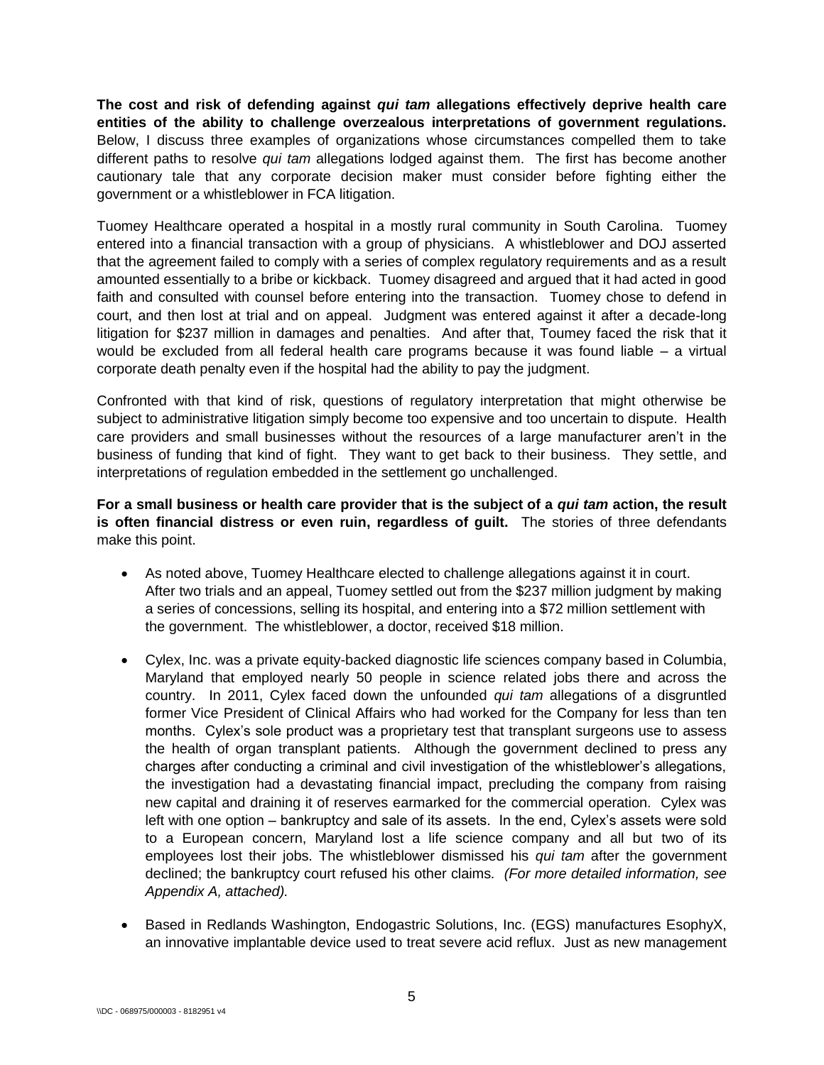**The cost and risk of defending against *qui tam* allegations effectively deprive health care entities of the ability to challenge overzealous interpretations of government regulations.** Below, I discuss three examples of organizations whose circumstances compelled them to take different paths to resolve *qui tam* allegations lodged against them. The first has become another cautionary tale that any corporate decision maker must consider before fighting either the government or a whistleblower in FCA litigation.

Tuomey Healthcare operated a hospital in a mostly rural community in South Carolina. Tuomey entered into a financial transaction with a group of physicians. A whistleblower and DOJ asserted that the agreement failed to comply with a series of complex regulatory requirements and as a result amounted essentially to a bribe or kickback. Tuomey disagreed and argued that it had acted in good faith and consulted with counsel before entering into the transaction. Tuomey chose to defend in court, and then lost at trial and on appeal. Judgment was entered against it after a decade-long litigation for $237 million in damages and penalties. And after that, Toumey faced the risk that it would be excluded from all federal health care programs because it was found liable – a virtual corporate death penalty even if the hospital had the ability to pay the judgment.

Confronted with that kind of risk, questions of regulatory interpretation that might otherwise be subject to administrative litigation simply become too expensive and too uncertain to dispute. Health care providers and small businesses without the resources of a large manufacturer aren't in the business of funding that kind of fight. They want to get back to their business. They settle, and interpretations of regulation embedded in the settlement go unchallenged.

**For a small business or health care provider that is the subject of a *qui tam* action, the result is often financial distress or even ruin, regardless of guilt.** The stories of three defendants make this point.

- As noted above, Tuomey Healthcare elected to challenge allegations against it in court. After two trials and an appeal, Tuomey settled out from the $237 million judgment by making a series of concessions, selling its hospital, and entering into a $72 million settlement with the government. The whistleblower, a doctor, received $18 million.
- Cylex, Inc. was a private equity-backed diagnostic life sciences company based in Columbia, Maryland that employed nearly 50 people in science related jobs there and across the country. In 2011, Cylex faced down the unfounded *qui tam* allegations of a disgruntled former Vice President of Clinical Affairs who had worked for the Company for less than ten months. Cylex's sole product was a proprietary test that transplant surgeons use to assess the health of organ transplant patients. Although the government declined to press any charges after conducting a criminal and civil investigation of the whistleblower's allegations, the investigation had a devastating financial impact, precluding the company from raising new capital and draining it of reserves earmarked for the commercial operation. Cylex was left with one option – bankruptcy and sale of its assets. In the end, Cylex's assets were sold to a European concern, Maryland lost a life science company and all but two of its employees lost their jobs. The whistleblower dismissed his *qui tam* after the government declined; the bankruptcy court refused his other claims. *(For more detailed information, see Appendix A, attached).*
- Based in Redlands Washington, Endogastric Solutions, Inc. (EGS) manufactures EsophyX, an innovative implantable device used to treat severe acid reflux. Just as new management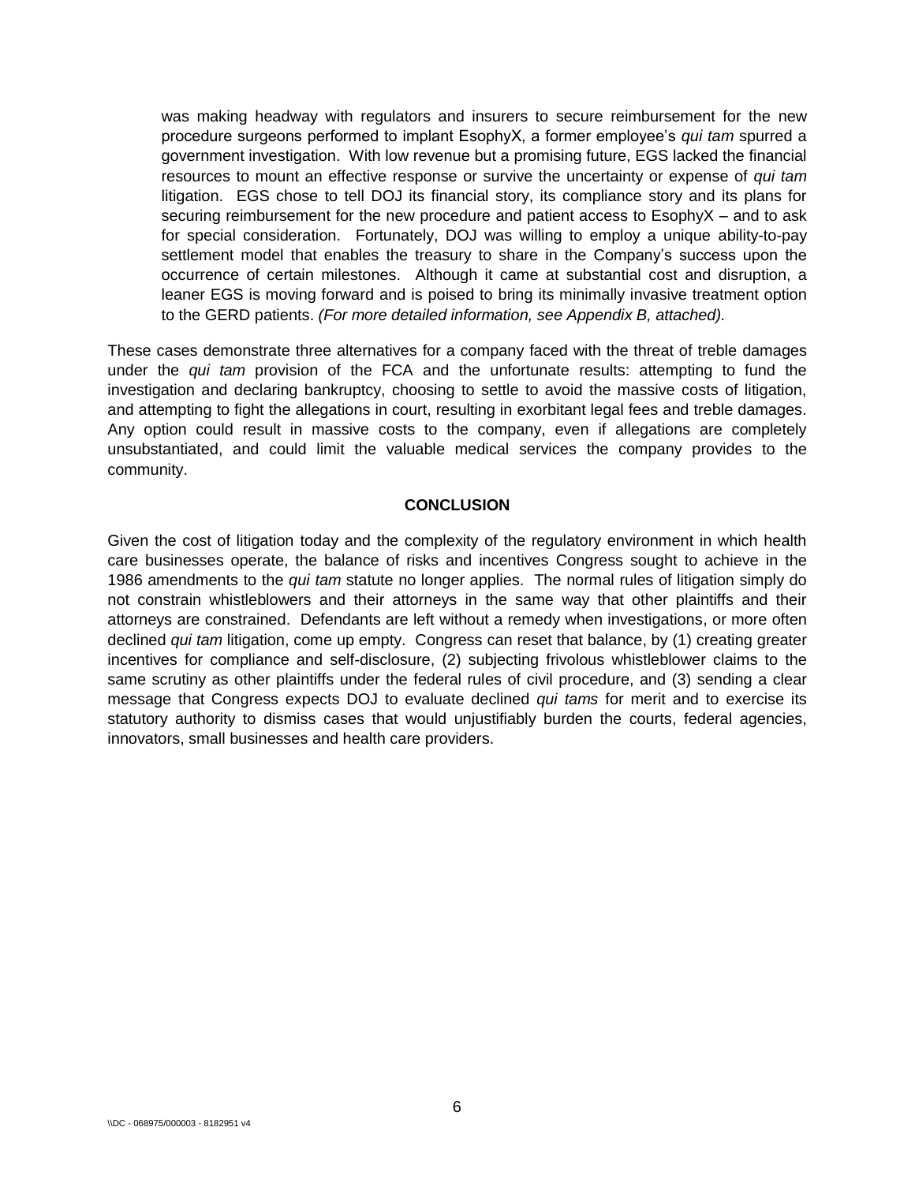> was making headway with regulators and insurers to secure reimbursement for the new procedure surgeons performed to implant EsophyX, a former employee's *qui tam* spurred a government investigation. With low revenue but a promising future, EGS lacked the financial resources to mount an effective response or survive the uncertainty or expense of *qui tam* litigation. EGS chose to tell DOJ its financial story, its compliance story and its plans for securing reimbursement for the new procedure and patient access to EsophyX – and to ask for special consideration. Fortunately, DOJ was willing to employ a unique ability-to-pay settlement model that enables the treasury to share in the Company's success upon the occurrence of certain milestones. Although it came at substantial cost and disruption, a leaner EGS is moving forward and is poised to bring its minimally invasive treatment option to the GERD patients. *(For more detailed information, see Appendix B, attached).*

These cases demonstrate three alternatives for a company faced with the threat of treble damages under the *qui tam* provision of the FCA and the unfortunate results: attempting to fund the investigation and declaring bankruptcy, choosing to settle to avoid the massive costs of litigation, and attempting to fight the allegations in court, resulting in exorbitant legal fees and treble damages. Any option could result in massive costs to the company, even if allegations are completely unsubstantiated, and could limit the valuable medical services the company provides to the community.

## CONCLUSION

Given the cost of litigation today and the complexity of the regulatory environment in which health care businesses operate, the balance of risks and incentives Congress sought to achieve in the 1986 amendments to the *qui tam* statute no longer applies. The normal rules of litigation simply do not constrain whistleblowers and their attorneys in the same way that other plaintiffs and their attorneys are constrained. Defendants are left without a remedy when investigations, or more often declined *qui tam* litigation, come up empty. Congress can reset that balance, by (1) creating greater incentives for compliance and self-disclosure, (2) subjecting frivolous whistleblower claims to the same scrutiny as other plaintiffs under the federal rules of civil procedure, and (3) sending a clear message that Congress expects DOJ to evaluate declined *qui tams* for merit and to exercise its statutory authority to dismiss cases that would unjustifiably burden the courts, federal agencies, innovators, small businesses and health care providers.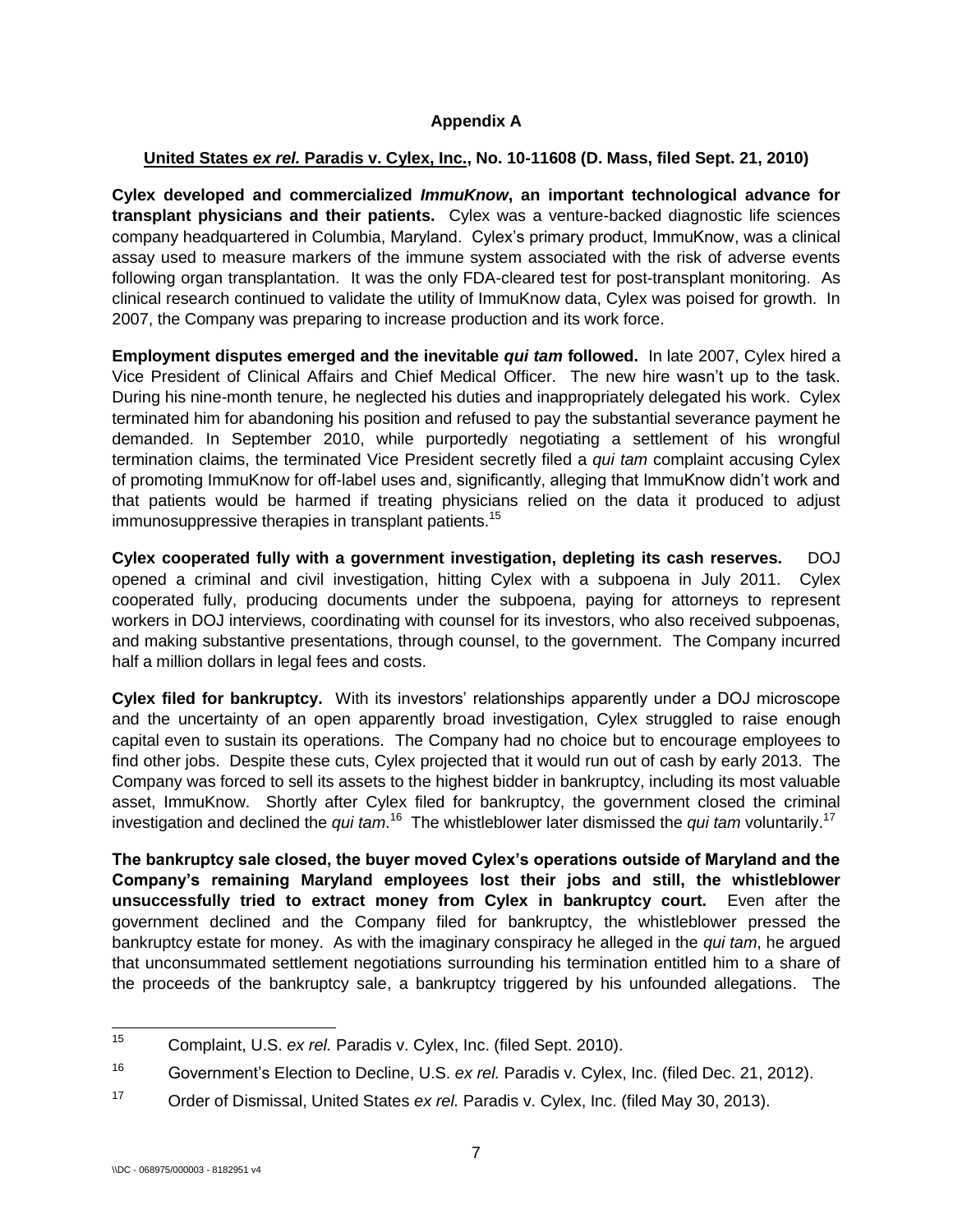# Appendix A

## United States *ex rel.* Paradis v. Cylex, Inc., No. 10-11608 (D. Mass, filed Sept. 21, 2010)

**Cylex developed and commercialized *ImmuKnow*, an important technological advance for transplant physicians and their patients.** Cylex was a venture-backed diagnostic life sciences company headquartered in Columbia, Maryland. Cylex's primary product, ImmuKnow, was a clinical assay used to measure markers of the immune system associated with the risk of adverse events following organ transplantation. It was the only FDA-cleared test for post-transplant monitoring. As clinical research continued to validate the utility of ImmuKnow data, Cylex was poised for growth. In 2007, the Company was preparing to increase production and its work force.

**Employment disputes emerged and the inevitable *qui tam* followed.** In late 2007, Cylex hired a Vice President of Clinical Affairs and Chief Medical Officer. The new hire wasn't up to the task. During his nine-month tenure, he neglected his duties and inappropriately delegated his work. Cylex terminated him for abandoning his position and refused to pay the substantial severance payment he demanded. In September 2010, while purportedly negotiating a settlement of his wrongful termination claims, the terminated Vice President secretly filed a *qui tam* complaint accusing Cylex of promoting ImmuKnow for off-label uses and, significantly, alleging that ImmuKnow didn't work and that patients would be harmed if treating physicians relied on the data it produced to adjust immunosuppressive therapies in transplant patients.[15]

**Cylex cooperated fully with a government investigation, depleting its cash reserves.** DOJ opened a criminal and civil investigation, hitting Cylex with a subpoena in July 2011. Cylex cooperated fully, producing documents under the subpoena, paying for attorneys to represent workers in DOJ interviews, coordinating with counsel for its investors, who also received subpoenas, and making substantive presentations, through counsel, to the government. The Company incurred half a million dollars in legal fees and costs.

**Cylex filed for bankruptcy.** With its investors' relationships apparently under a DOJ microscope and the uncertainty of an open apparently broad investigation, Cylex struggled to raise enough capital even to sustain its operations. The Company had no choice but to encourage employees to find other jobs. Despite these cuts, Cylex projected that it would run out of cash by early 2013. The Company was forced to sell its assets to the highest bidder in bankruptcy, including its most valuable asset, ImmuKnow. Shortly after Cylex filed for bankruptcy, the government closed the criminal investigation and declined the *qui tam*.[16] The whistleblower later dismissed the *qui tam* voluntarily.[17]

**The bankruptcy sale closed, the buyer moved Cylex's operations outside of Maryland and the Company's remaining Maryland employees lost their jobs and still, the whistleblower unsuccessfully tried to extract money from Cylex in bankruptcy court.** Even after the government declined and the Company filed for bankruptcy, the whistleblower pressed the bankruptcy estate for money. As with the imaginary conspiracy he alleged in the *qui tam*, he argued that unconsummated settlement negotiations surrounding his termination entitled him to a share of the proceeds of the bankruptcy sale, a bankruptcy triggered by his unfounded allegations. The

---

[15] Complaint, U.S. *ex rel.* Paradis v. Cylex, Inc. (filed Sept. 2010).

[16] Government's Election to Decline, U.S. *ex rel.* Paradis v. Cylex, Inc. (filed Dec. 21, 2012).

[17] Order of Dismissal, United States *ex rel.* Paradis v. Cylex, Inc. (filed May 30, 2013).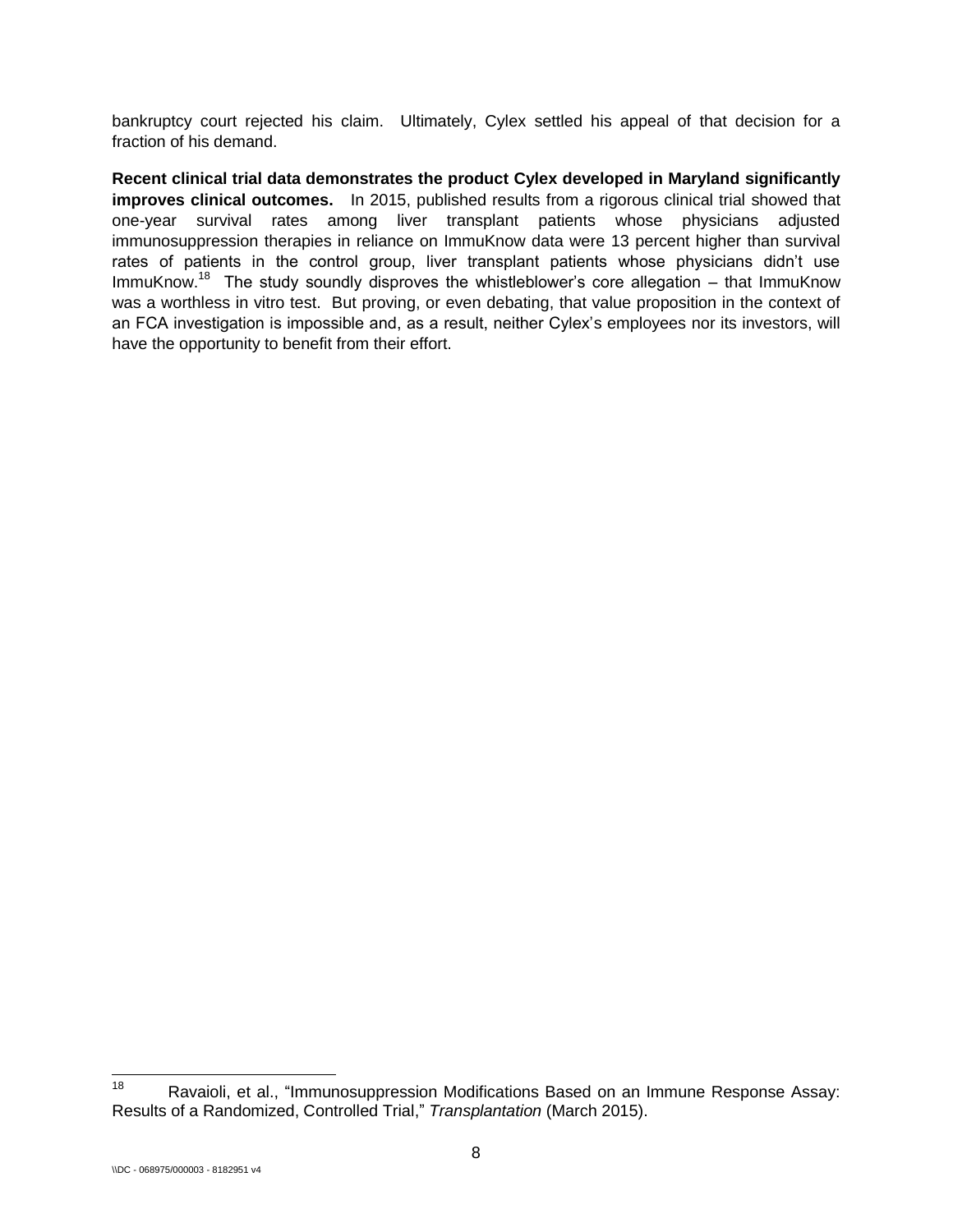bankruptcy court rejected his claim. Ultimately, Cylex settled his appeal of that decision for a fraction of his demand.

**Recent clinical trial data demonstrates the product Cylex developed in Maryland significantly improves clinical outcomes.** In 2015, published results from a rigorous clinical trial showed that one-year survival rates among liver transplant patients whose physicians adjusted immunosuppression therapies in reliance on ImmuKnow data were 13 percent higher than survival rates of patients in the control group, liver transplant patients whose physicians didn't use ImmuKnow.[18] The study soundly disproves the whistleblower's core allegation – that ImmuKnow was a worthless in vitro test. But proving, or even debating, that value proposition in the context of an FCA investigation is impossible and, as a result, neither Cylex's employees nor its investors, will have the opportunity to benefit from their effort.

---

[18] Ravaioli, et al., "Immunosuppression Modifications Based on an Immune Response Assay: Results of a Randomized, Controlled Trial," *Transplantation* (March 2015).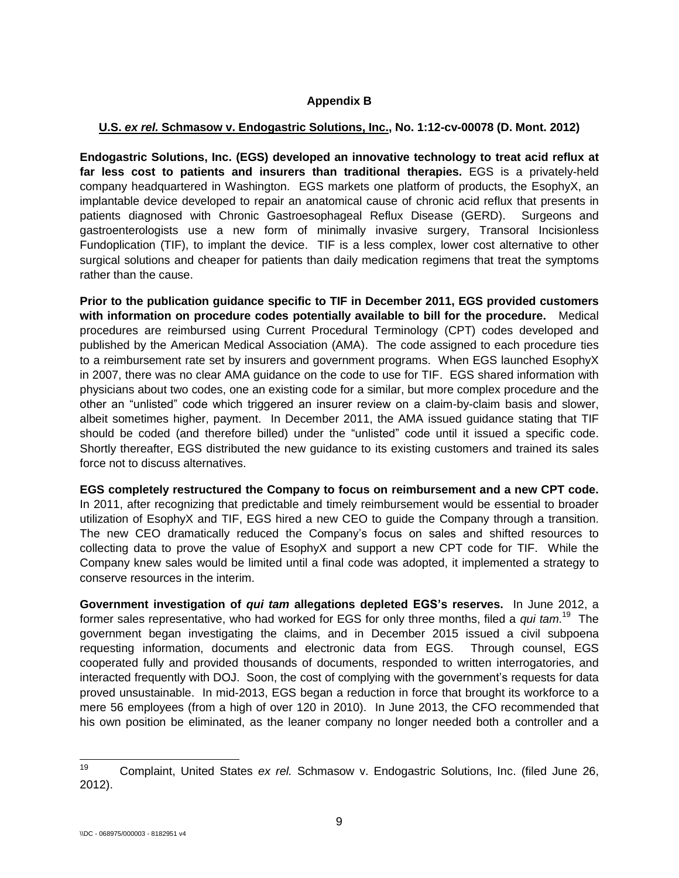**Appendix B**

**U.S. *ex rel.* Schmasow v. Endogastric Solutions, Inc., No. 1:12-cv-00078 (D. Mont. 2012)**

**Endogastric Solutions, Inc. (EGS) developed an innovative technology to treat acid reflux at far less cost to patients and insurers than traditional therapies.** EGS is a privately-held company headquartered in Washington. EGS markets one platform of products, the EsophyX, an implantable device developed to repair an anatomical cause of chronic acid reflux that presents in patients diagnosed with Chronic Gastroesophageal Reflux Disease (GERD). Surgeons and gastroenterologists use a new form of minimally invasive surgery, Transoral Incisionless Fundoplication (TIF), to implant the device. TIF is a less complex, lower cost alternative to other surgical solutions and cheaper for patients than daily medication regimens that treat the symptoms rather than the cause.

**Prior to the publication guidance specific to TIF in December 2011, EGS provided customers with information on procedure codes potentially available to bill for the procedure.** Medical procedures are reimbursed using Current Procedural Terminology (CPT) codes developed and published by the American Medical Association (AMA). The code assigned to each procedure ties to a reimbursement rate set by insurers and government programs. When EGS launched EsophyX in 2007, there was no clear AMA guidance on the code to use for TIF. EGS shared information with physicians about two codes, one an existing code for a similar, but more complex procedure and the other an "unlisted" code which triggered an insurer review on a claim-by-claim basis and slower, albeit sometimes higher, payment. In December 2011, the AMA issued guidance stating that TIF should be coded (and therefore billed) under the "unlisted" code until it issued a specific code. Shortly thereafter, EGS distributed the new guidance to its existing customers and trained its sales force not to discuss alternatives.

**EGS completely restructured the Company to focus on reimbursement and a new CPT code.** In 2011, after recognizing that predictable and timely reimbursement would be essential to broader utilization of EsophyX and TIF, EGS hired a new CEO to guide the Company through a transition. The new CEO dramatically reduced the Company's focus on sales and shifted resources to collecting data to prove the value of EsophyX and support a new CPT code for TIF. While the Company knew sales would be limited until a final code was adopted, it implemented a strategy to conserve resources in the interim.

**Government investigation of *qui tam* allegations depleted EGS's reserves.** In June 2012, a former sales representative, who had worked for EGS for only three months, filed a *qui tam*.[19] The government began investigating the claims, and in December 2015 issued a civil subpoena requesting information, documents and electronic data from EGS. Through counsel, EGS cooperated fully and provided thousands of documents, responded to written interrogatories, and interacted frequently with DOJ. Soon, the cost of complying with the government's requests for data proved unsustainable. In mid-2013, EGS began a reduction in force that brought its workforce to a mere 56 employees (from a high of over 120 in 2010). In June 2013, the CFO recommended that his own position be eliminated, as the leaner company no longer needed both a controller and a

[19] Complaint, United States *ex rel.* Schmasow v. Endogastric Solutions, Inc. (filed June 26, 2012).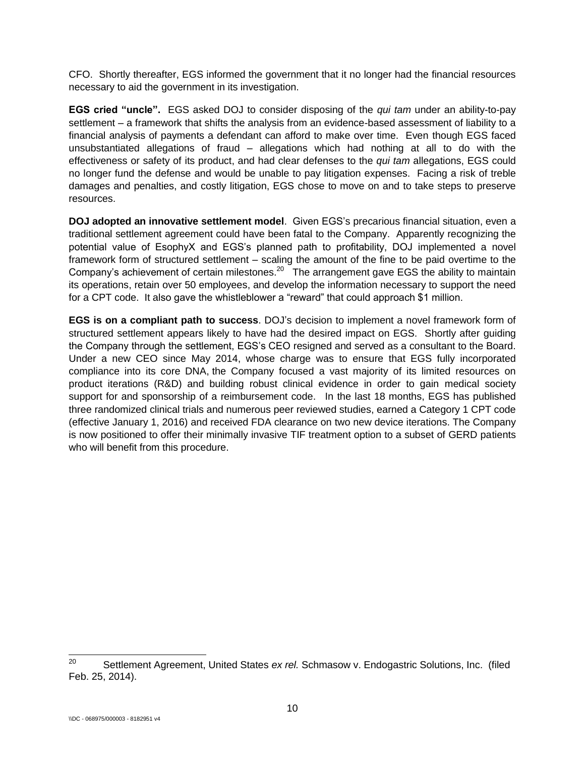CFO. Shortly thereafter, EGS informed the government that it no longer had the financial resources necessary to aid the government in its investigation.

**EGS cried "uncle".** EGS asked DOJ to consider disposing of the *qui tam* under an ability-to-pay settlement – a framework that shifts the analysis from an evidence-based assessment of liability to a financial analysis of payments a defendant can afford to make over time. Even though EGS faced unsubstantiated allegations of fraud – allegations which had nothing at all to do with the effectiveness or safety of its product, and had clear defenses to the *qui tam* allegations, EGS could no longer fund the defense and would be unable to pay litigation expenses. Facing a risk of treble damages and penalties, and costly litigation, EGS chose to move on and to take steps to preserve resources.

**DOJ adopted an innovative settlement model**. Given EGS's precarious financial situation, even a traditional settlement agreement could have been fatal to the Company. Apparently recognizing the potential value of EsophyX and EGS's planned path to profitability, DOJ implemented a novel framework form of structured settlement – scaling the amount of the fine to be paid overtime to the Company's achievement of certain milestones.[20] The arrangement gave EGS the ability to maintain its operations, retain over 50 employees, and develop the information necessary to support the need for a CPT code. It also gave the whistleblower a "reward" that could approach $1 million.

**EGS is on a compliant path to success**. DOJ's decision to implement a novel framework form of structured settlement appears likely to have had the desired impact on EGS. Shortly after guiding the Company through the settlement, EGS's CEO resigned and served as a consultant to the Board. Under a new CEO since May 2014, whose charge was to ensure that EGS fully incorporated compliance into its core DNA, the Company focused a vast majority of its limited resources on product iterations (R&D) and building robust clinical evidence in order to gain medical society support for and sponsorship of a reimbursement code. In the last 18 months, EGS has published three randomized clinical trials and numerous peer reviewed studies, earned a Category 1 CPT code (effective January 1, 2016) and received FDA clearance on two new device iterations. The Company is now positioned to offer their minimally invasive TIF treatment option to a subset of GERD patients who will benefit from this procedure.

---

[20] Settlement Agreement, United States *ex rel.* Schmasow v. Endogastric Solutions, Inc. (filed Feb. 25, 2014).